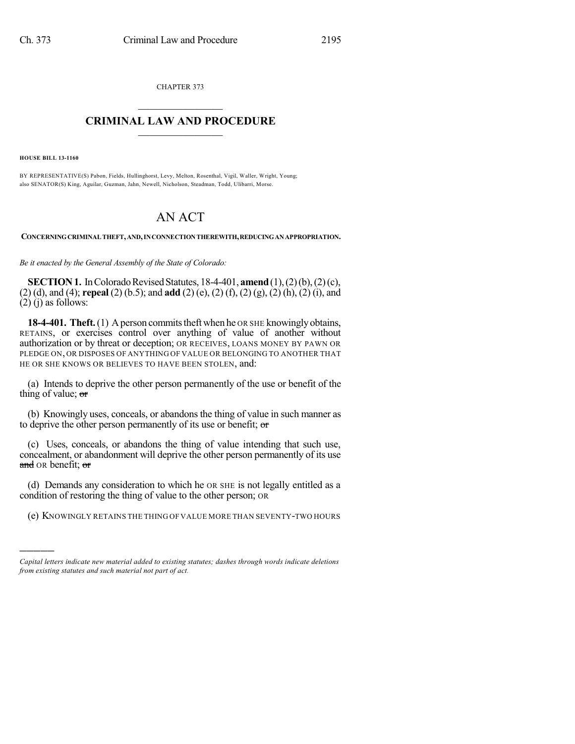CHAPTER 373

# CRIMINAL LAW AND PROCEDURE

**HOUSE BILL 13-1160**

BY REPRESENTATIVE(S) Pabon, Fields, Hullinghorst, Levy, Melton, Rosenthal, Vigil, Waller, Wright, Young; also SENATOR(S) King, Aguilar, Guzman, Jahn, Newell, Nicholson, Steadman, Todd, Ulibarri, Morse.

# AN ACT

**CONCERNING CRIMINAL THEFT, AND, IN CONNECTION THEREWITH, REDUCING AN APPROPRIATION.**

*Be it enacted by the General Assembly of the State of Colorado:*

**SECTION 1.** In Colorado Revised Statutes, 18-4-401, **amend** (1), (2) (b), (2) (c), (2) (d), and (4); **repeal** (2) (b.5); and **add** (2) (e), (2) (f), (2) (g), (2) (h), (2) (i), and (2) (j) as follows:

**18-4-401. Theft.** (1) A person commits theft when he OR SHE knowingly obtains, RETAINS, or exercises control over anything of value of another without authorization or by threat or deception; OR RECEIVES, LOANS MONEY BY PAWN OR PLEDGE ON, OR DISPOSES OF ANYTHING OF VALUE OR BELONGING TO ANOTHER THAT HE OR SHE KNOWS OR BELIEVES TO HAVE BEEN STOLEN, and:

(a) Intends to deprive the other person permanently of the use or benefit of the thing of value; ~~or~~

(b) Knowingly uses, conceals, or abandons the thing of value in such manner as to deprive the other person permanently of its use or benefit; ~~or~~

(c) Uses, conceals, or abandons the thing of value intending that such use, concealment, or abandonment will deprive the other person permanently of its use ~~and~~ OR benefit; ~~or~~

(d) Demands any consideration to which he OR SHE is not legally entitled as a condition of restoring the thing of value to the other person; OR

(e) KNOWINGLY RETAINS THE THING OF VALUE MORE THAN SEVENTY-TWO HOURS

---

*Capital letters indicate new material added to existing statutes; dashes through words indicate deletions from existing statutes and such material not part of act.*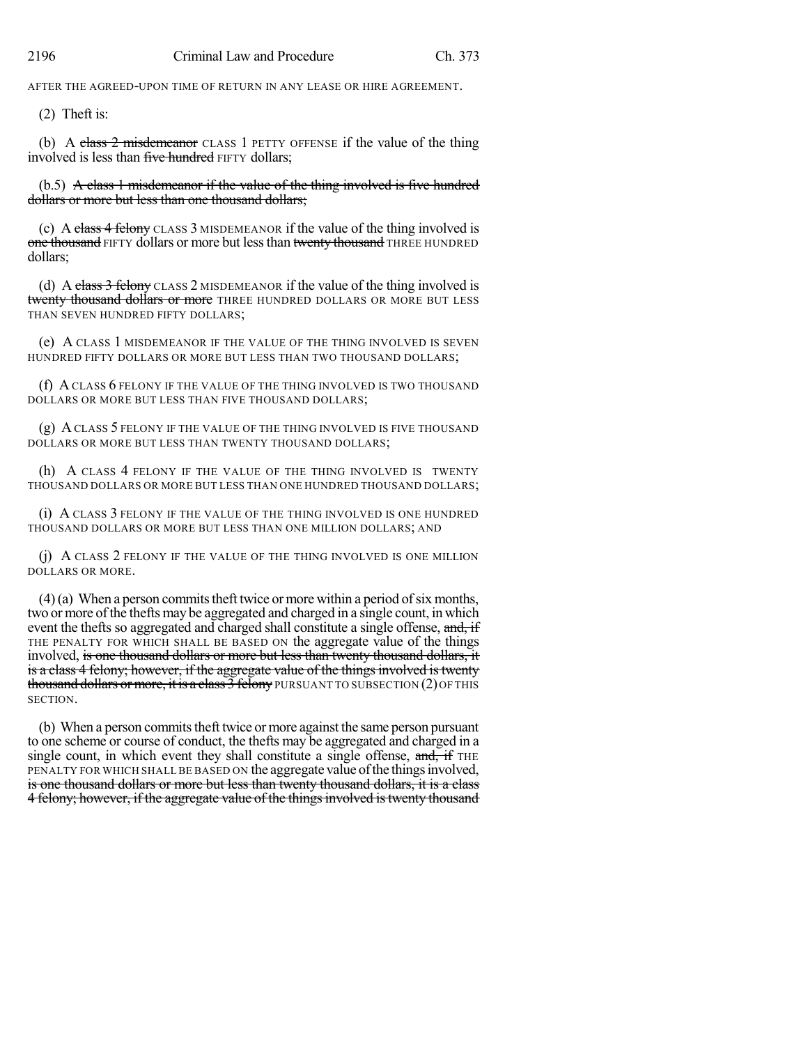AFTER THE AGREED-UPON TIME OF RETURN IN ANY LEASE OR HIRE AGREEMENT.

(2) Theft is:

(b) A ~~class 2 misdemeanor~~ CLASS 1 PETTY OFFENSE if the value of the thing involved is less than ~~five hundred~~ FIFTY dollars;

(b.5) ~~A class 1 misdemeanor if the value of the thing involved is five hundred dollars or more but less than one thousand dollars;~~

(c) A ~~class 4 felony~~ CLASS 3 MISDEMEANOR if the value of the thing involved is ~~one thousand~~ FIFTY dollars or more but less than ~~twenty thousand~~ THREE HUNDRED dollars;

(d) A ~~class 3 felony~~ CLASS 2 MISDEMEANOR if the value of the thing involved is ~~twenty thousand dollars or more~~ THREE HUNDRED DOLLARS OR MORE BUT LESS THAN SEVEN HUNDRED FIFTY DOLLARS;

(e) A CLASS 1 MISDEMEANOR IF THE VALUE OF THE THING INVOLVED IS SEVEN HUNDRED FIFTY DOLLARS OR MORE BUT LESS THAN TWO THOUSAND DOLLARS;

(f) A CLASS 6 FELONY IF THE VALUE OF THE THING INVOLVED IS TWO THOUSAND DOLLARS OR MORE BUT LESS THAN FIVE THOUSAND DOLLARS;

(g) A CLASS 5 FELONY IF THE VALUE OF THE THING INVOLVED IS FIVE THOUSAND DOLLARS OR MORE BUT LESS THAN TWENTY THOUSAND DOLLARS;

(h) A CLASS 4 FELONY IF THE VALUE OF THE THING INVOLVED IS TWENTY THOUSAND DOLLARS OR MORE BUT LESS THAN ONE HUNDRED THOUSAND DOLLARS;

(i) A CLASS 3 FELONY IF THE VALUE OF THE THING INVOLVED IS ONE HUNDRED THOUSAND DOLLARS OR MORE BUT LESS THAN ONE MILLION DOLLARS; AND

(j) A CLASS 2 FELONY IF THE VALUE OF THE THING INVOLVED IS ONE MILLION DOLLARS OR MORE.

(4) (a) When a person commits theft twice or more within a period of six months, two or more of the thefts may be aggregated and charged in a single count, in which event the thefts so aggregated and charged shall constitute a single offense, ~~and, if~~ THE PENALTY FOR WHICH SHALL BE BASED ON the aggregate value of the things involved, ~~is one thousand dollars or more but less than twenty thousand dollars, it is a class 4 felony; however, if the aggregate value of the things involved is twenty thousand dollars or more, it is a class 3 felony~~ PURSUANT TO SUBSECTION (2) OF THIS SECTION.

(b) When a person commits theft twice or more against the same person pursuant to one scheme or course of conduct, the thefts may be aggregated and charged in a single count, in which event they shall constitute a single offense, ~~and, if~~ THE PENALTY FOR WHICH SHALL BE BASED ON the aggregate value of the things involved, ~~is one thousand dollars or more but less than twenty thousand dollars, it is a class 4 felony; however, if the aggregate value of the things involved is twenty thousand~~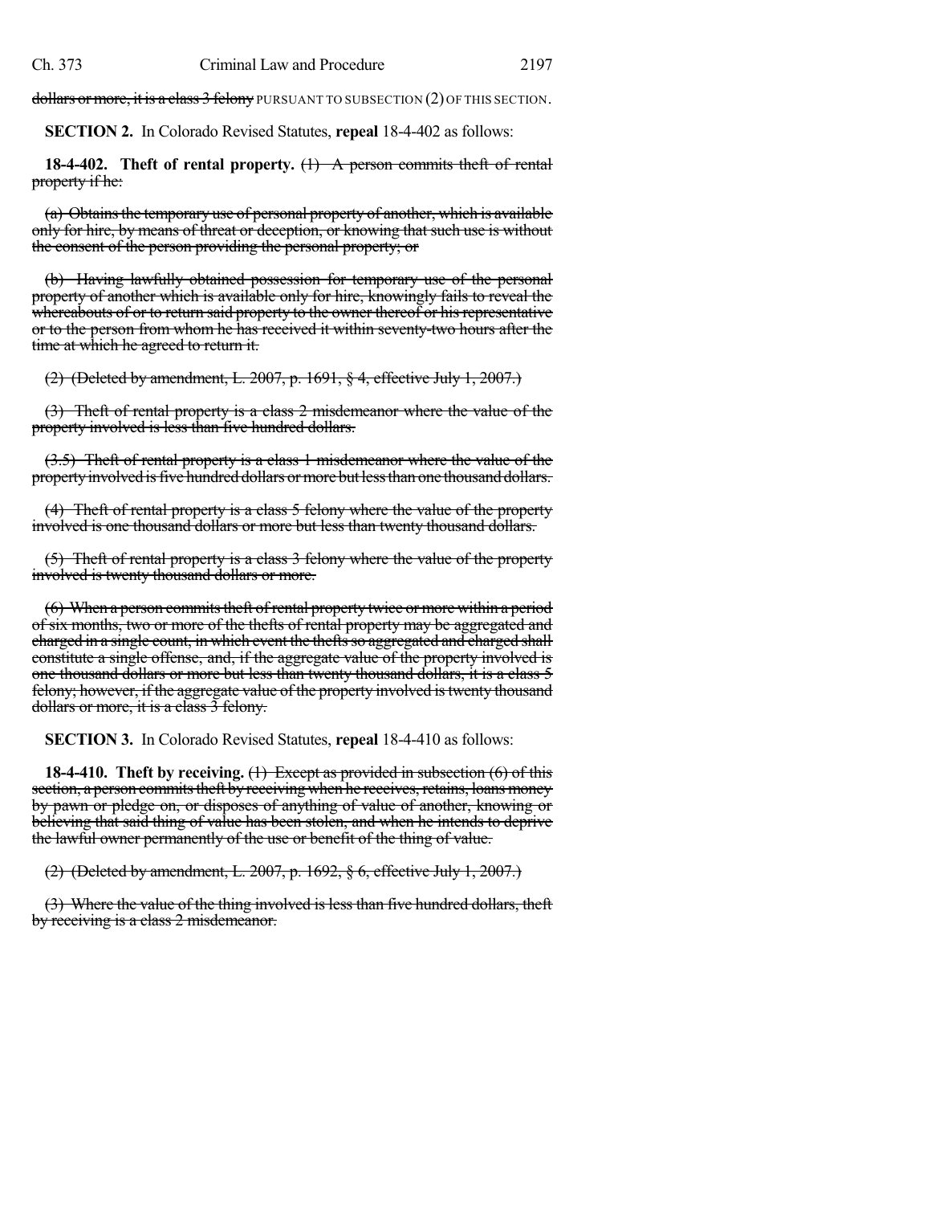~~dollars or more, it is a class 3 felony~~ PURSUANT TO SUBSECTION (2) OF THIS SECTION.

**SECTION 2.** In Colorado Revised Statutes, **repeal** 18-4-402 as follows:

**18-4-402. Theft of rental property.** ~~(1) A person commits theft of rental property if he:~~

~~(a) Obtains the temporary use of personal property of another, which is available only for hire, by means of threat or deception, or knowing that such use is without the consent of the person providing the personal property; or~~

~~(b) Having lawfully obtained possession for temporary use of the personal property of another which is available only for hire, knowingly fails to reveal the whereabouts of or to return said property to the owner thereof or his representative or to the person from whom he has received it within seventy-two hours after the time at which he agreed to return it.~~

~~(2) (Deleted by amendment, L. 2007, p. 1691, § 4, effective July 1, 2007.)~~

~~(3) Theft of rental property is a class 2 misdemeanor where the value of the property involved is less than five hundred dollars.~~

~~(3.5) Theft of rental property is a class 1 misdemeanor where the value of the property involved is five hundred dollars or more but less than one thousand dollars.~~

~~(4) Theft of rental property is a class 5 felony where the value of the property involved is one thousand dollars or more but less than twenty thousand dollars.~~

~~(5) Theft of rental property is a class 3 felony where the value of the property involved is twenty thousand dollars or more.~~

~~(6) When a person commits theft of rental property twice or more within a period of six months, two or more of the thefts of rental property may be aggregated and charged in a single count, in which event the thefts so aggregated and charged shall constitute a single offense, and, if the aggregate value of the property involved is one thousand dollars or more but less than twenty thousand dollars, it is a class 5 felony; however, if the aggregate value of the property involved is twenty thousand dollars or more, it is a class 3 felony.~~

**SECTION 3.** In Colorado Revised Statutes, **repeal** 18-4-410 as follows:

**18-4-410. Theft by receiving.** ~~(1) Except as provided in subsection (6) of this section, a person commits theft by receiving when he receives, retains, loans money by pawn or pledge on, or disposes of anything of value of another, knowing or believing that said thing of value has been stolen, and when he intends to deprive the lawful owner permanently of the use or benefit of the thing of value.~~

~~(2) (Deleted by amendment, L. 2007, p. 1692, § 6, effective July 1, 2007.)~~

~~(3) Where the value of the thing involved is less than five hundred dollars, theft by receiving is a class 2 misdemeanor.~~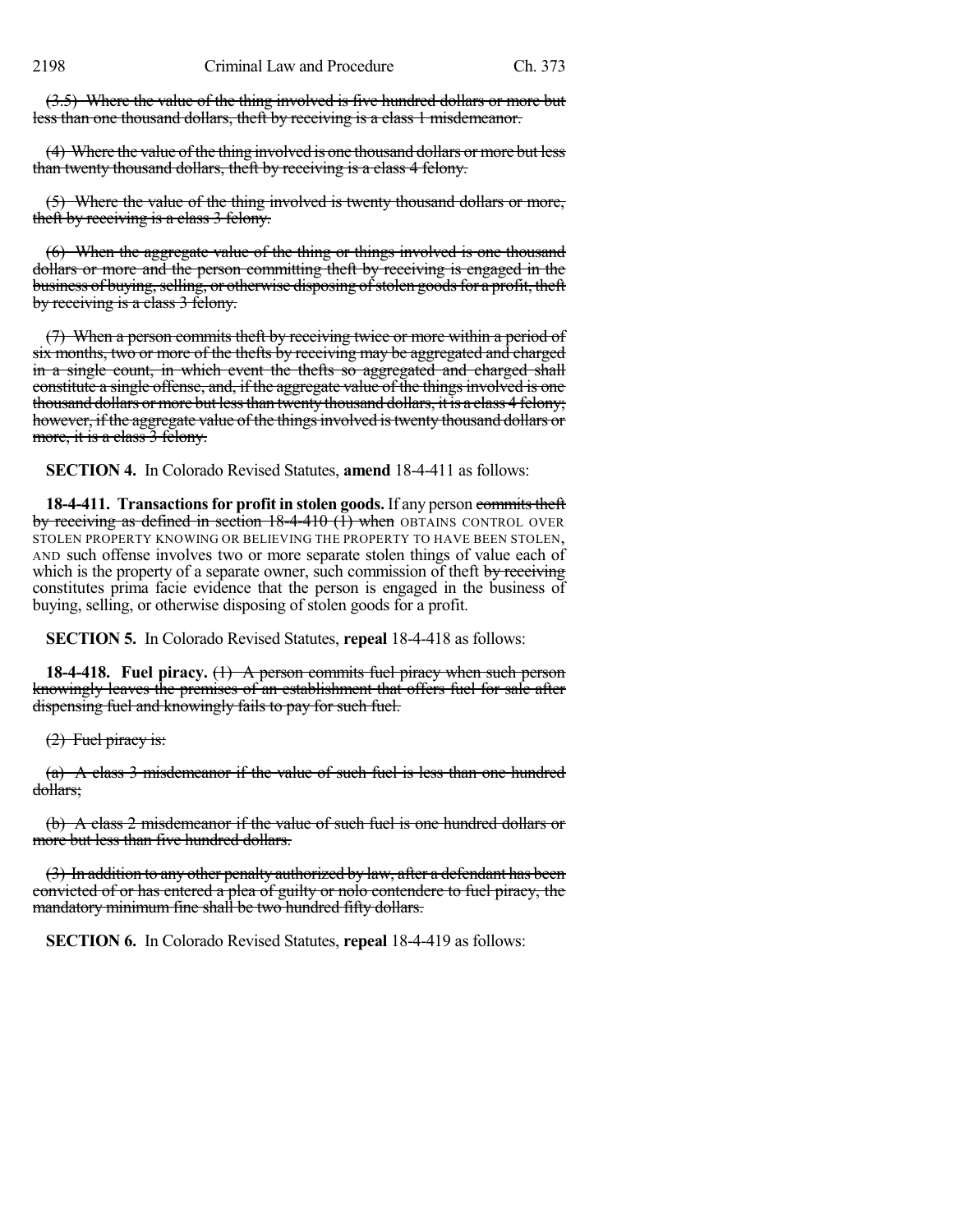(3.5) Where the value of the thing involved is five hundred dollars or more but less than one thousand dollars, theft by receiving is a class 1 misdemeanor.

(4) Where the value of the thing involved is one thousand dollars or more but less than twenty thousand dollars, theft by receiving is a class 4 felony.

(5) Where the value of the thing involved is twenty thousand dollars or more, theft by receiving is a class 3 felony.

(6) When the aggregate value of the thing or things involved is one thousand dollars or more and the person committing theft by receiving is engaged in the business of buying, selling, or otherwise disposing of stolen goods for a profit, theft by receiving is a class 3 felony.

(7) When a person commits theft by receiving twice or more within a period of six months, two or more of the thefts by receiving may be aggregated and charged in a single count, in which event the thefts so aggregated and charged shall constitute a single offense, and, if the aggregate value of the things involved is one thousand dollars or more but less than twenty thousand dollars, it is a class 4 felony; however, if the aggregate value of the things involved is twenty thousand dollars or more, it is a class 3 felony.

**SECTION 4.** In Colorado Revised Statutes, **amend** 18-4-411 as follows:

**18-4-411. Transactions for profit in stolen goods.** If any person commits theft by receiving as defined in section 18-4-410 (1) when OBTAINS CONTROL OVER STOLEN PROPERTY KNOWING OR BELIEVING THE PROPERTY TO HAVE BEEN STOLEN, AND such offense involves two or more separate stolen things of value each of which is the property of a separate owner, such commission of theft by receiving constitutes prima facie evidence that the person is engaged in the business of buying, selling, or otherwise disposing of stolen goods for a profit.

**SECTION 5.** In Colorado Revised Statutes, **repeal** 18-4-418 as follows:

**18-4-418. Fuel piracy.** (1) A person commits fuel piracy when such person knowingly leaves the premises of an establishment that offers fuel for sale after dispensing fuel and knowingly fails to pay for such fuel.

(2) Fuel piracy is:

(a) A class 3 misdemeanor if the value of such fuel is less than one hundred dollars;

(b) A class 2 misdemeanor if the value of such fuel is one hundred dollars or more but less than five hundred dollars.

(3) In addition to any other penalty authorized by law, after a defendant has been convicted of or has entered a plea of guilty or nolo contendere to fuel piracy, the mandatory minimum fine shall be two hundred fifty dollars.

**SECTION 6.** In Colorado Revised Statutes, **repeal** 18-4-419 as follows: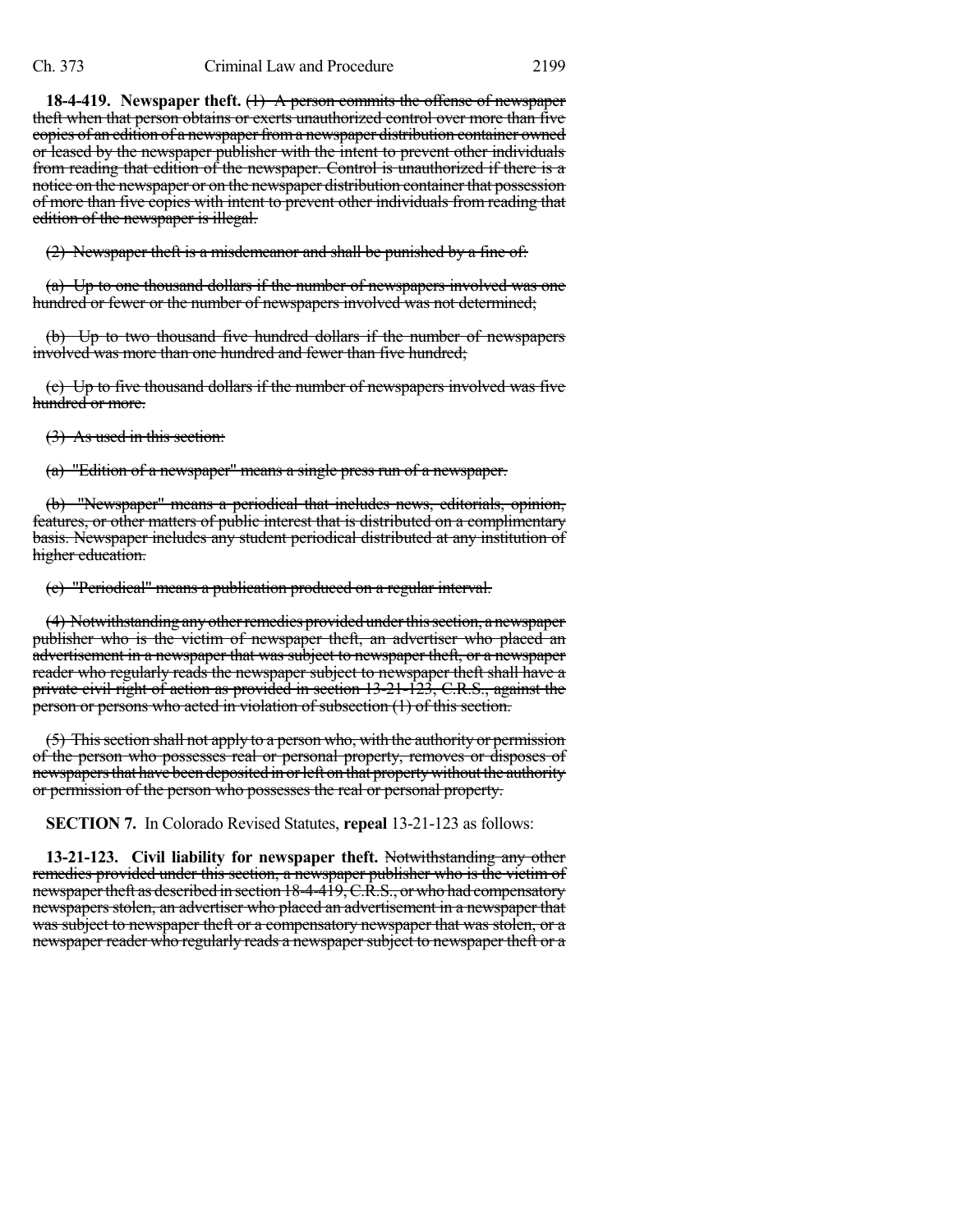**18-4-419. Newspaper theft.** ~~(1) A person commits the offense of newspaper theft when that person obtains or exerts unauthorized control over more than five copies of an edition of a newspaper from a newspaper distribution container owned or leased by the newspaper publisher with the intent to prevent other individuals from reading that edition of the newspaper. Control is unauthorized if there is a notice on the newspaper or on the newspaper distribution container that possession of more than five copies with intent to prevent other individuals from reading that edition of the newspaper is illegal.~~

~~(2) Newspaper theft is a misdemeanor and shall be punished by a fine of:~~

~~(a) Up to one thousand dollars if the number of newspapers involved was one hundred or fewer or the number of newspapers involved was not determined;~~

~~(b) Up to two thousand five hundred dollars if the number of newspapers involved was more than one hundred and fewer than five hundred;~~

~~(c) Up to five thousand dollars if the number of newspapers involved was five hundred or more.~~

~~(3) As used in this section:~~

~~(a) "Edition of a newspaper" means a single press run of a newspaper.~~

~~(b) "Newspaper" means a periodical that includes news, editorials, opinion, features, or other matters of public interest that is distributed on a complimentary basis. Newspaper includes any student periodical distributed at any institution of higher education.~~

~~(c) "Periodical" means a publication produced on a regular interval.~~

~~(4) Notwithstanding any other remedies provided under this section, a newspaper publisher who is the victim of newspaper theft, an advertiser who placed an advertisement in a newspaper that was subject to newspaper theft, or a newspaper reader who regularly reads the newspaper subject to newspaper theft shall have a private civil right of action as provided in section 13-21-123, C.R.S., against the person or persons who acted in violation of subsection (1) of this section.~~

~~(5) This section shall not apply to a person who, with the authority or permission of the person who possesses real or personal property, removes or disposes of newspapers that have been deposited in or left on that property without the authority or permission of the person who possesses the real or personal property.~~

**SECTION 7.** In Colorado Revised Statutes, **repeal** 13-21-123 as follows:

**13-21-123. Civil liability for newspaper theft.** ~~Notwithstanding any other remedies provided under this section, a newspaper publisher who is the victim of newspaper theft as described in section 18-4-419, C.R.S., or who had compensatory newspapers stolen, an advertiser who placed an advertisement in a newspaper that was subject to newspaper theft or a compensatory newspaper that was stolen, or a newspaper reader who regularly reads a newspaper subject to newspaper theft or a~~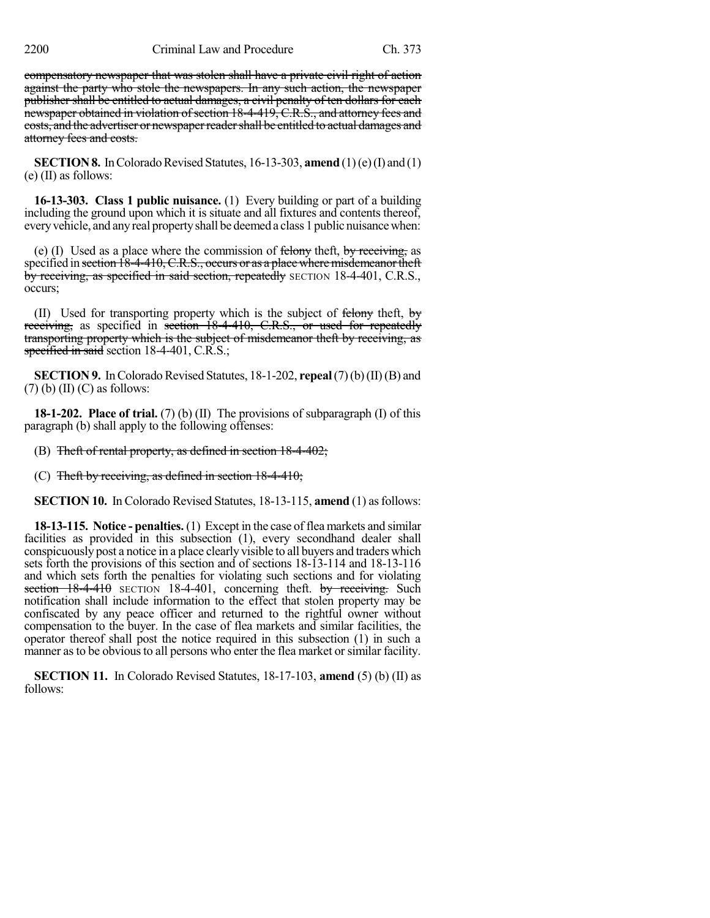~~compensatory newspaper that was stolen shall have a private civil right of action against the party who stole the newspapers. In any such action, the newspaper publisher shall be entitled to actual damages, a civil penalty of ten dollars for each newspaper obtained in violation of section 18-4-419, C.R.S., and attorney fees and costs, and the advertiser or newspaper reader shall be entitled to actual damages and attorney fees and costs.~~

**SECTION 8.** In Colorado Revised Statutes, 16-13-303, **amend** (1) (e) (I) and (1) (e) (II) as follows:

**16-13-303. Class 1 public nuisance.** (1) Every building or part of a building including the ground upon which it is situate and all fixtures and contents thereof, every vehicle, and any real property shall be deemed a class 1 public nuisance when:

(e) (I) Used as a place where the commission of ~~felony~~ theft, ~~by receiving,~~ as specified in ~~section 18-4-410, C.R.S., occurs or as a place where misdemeanor theft by receiving, as specified in said section, repeatedly~~ SECTION 18-4-401, C.R.S., occurs;

(II) Used for transporting property which is the subject of ~~felony~~ theft, ~~by receiving,~~ as specified in ~~section 18-4-410, C.R.S., or used for repeatedly transporting property which is the subject of misdemeanor theft by receiving, as specified in said~~ section 18-4-401, C.R.S.;

**SECTION 9.** In Colorado Revised Statutes, 18-1-202, **repeal** (7) (b) (II) (B) and (7) (b) (II) (C) as follows:

**18-1-202. Place of trial.** (7) (b) (II) The provisions of subparagraph (I) of this paragraph (b) shall apply to the following offenses:

(B) ~~Theft of rental property, as defined in section 18-4-402;~~

(C) ~~Theft by receiving, as defined in section 18-4-410;~~

**SECTION 10.** In Colorado Revised Statutes, 18-13-115, **amend** (1) as follows:

**18-13-115. Notice - penalties.** (1) Except in the case of flea markets and similar facilities as provided in this subsection (1), every secondhand dealer shall conspicuously post a notice in a place clearly visible to all buyers and traders which sets forth the provisions of this section and of sections 18-13-114 and 18-13-116 and which sets forth the penalties for violating such sections and for violating ~~section 18-4-410~~ SECTION 18-4-401, concerning theft. ~~by receiving.~~ Such notification shall include information to the effect that stolen property may be confiscated by any peace officer and returned to the rightful owner without compensation to the buyer. In the case of flea markets and similar facilities, the operator thereof shall post the notice required in this subsection (1) in such a manner as to be obvious to all persons who enter the flea market or similar facility.

**SECTION 11.** In Colorado Revised Statutes, 18-17-103, **amend** (5) (b) (II) as follows: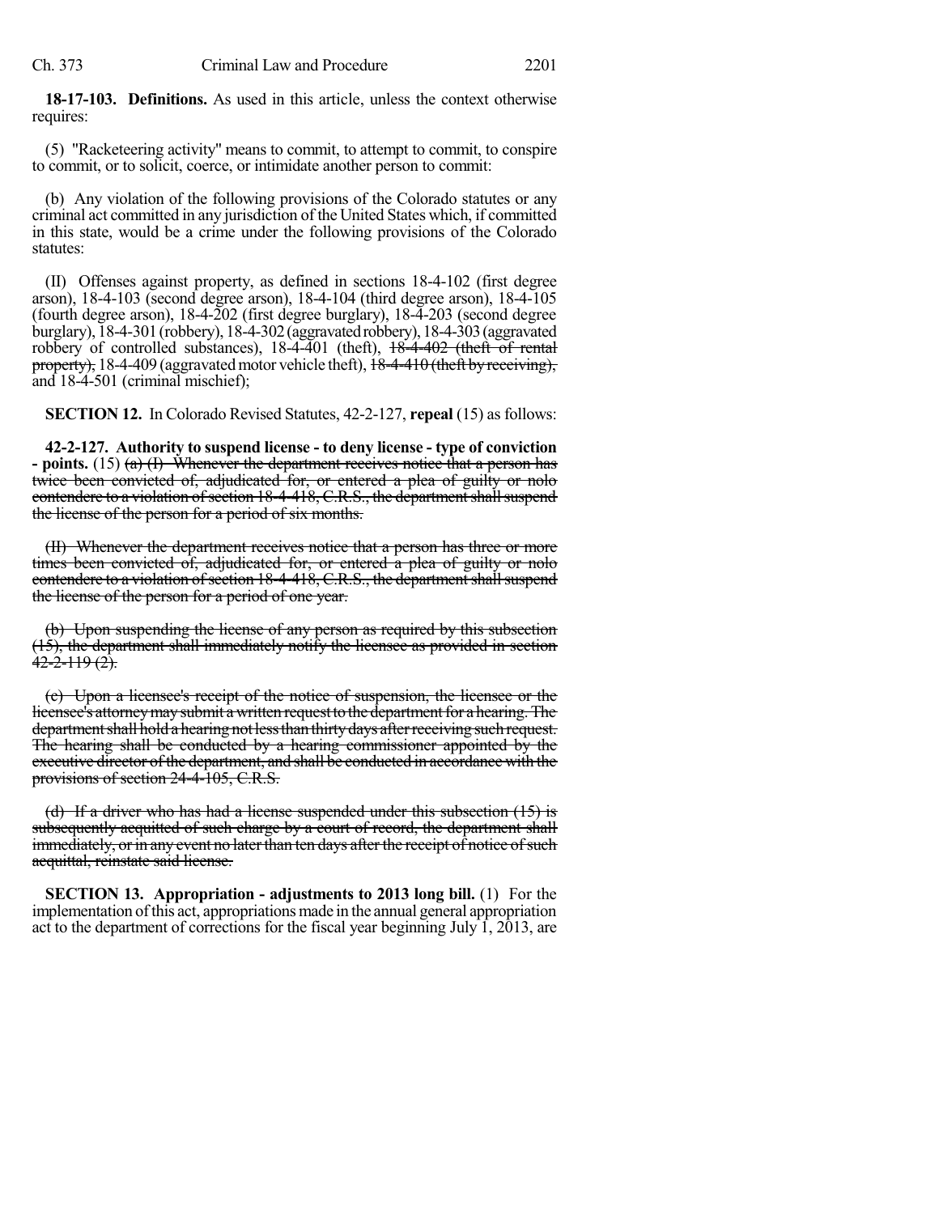**18-17-103. Definitions.** As used in this article, unless the context otherwise requires:

(5) "Racketeering activity" means to commit, to attempt to commit, to conspire to commit, or to solicit, coerce, or intimidate another person to commit:

(b) Any violation of the following provisions of the Colorado statutes or any criminal act committed in any jurisdiction of the United States which, if committed in this state, would be a crime under the following provisions of the Colorado statutes:

(II) Offenses against property, as defined in sections 18-4-102 (first degree arson), 18-4-103 (second degree arson), 18-4-104 (third degree arson), 18-4-105 (fourth degree arson), 18-4-202 (first degree burglary), 18-4-203 (second degree burglary), 18-4-301 (robbery), 18-4-302 (aggravated robbery), 18-4-303 (aggravated robbery of controlled substances), 18-4-401 (theft), ~~18-4-402 (theft of rental property),~~ 18-4-409 (aggravated motor vehicle theft), ~~18-4-410 (theft by receiving),~~ and 18-4-501 (criminal mischief);

**SECTION 12.** In Colorado Revised Statutes, 42-2-127, **repeal** (15) as follows:

**42-2-127. Authority to suspend license - to deny license - type of conviction - points.** (15) ~~(a) (I) Whenever the department receives notice that a person has twice been convicted of, adjudicated for, or entered a plea of guilty or nolo contendere to a violation of section 18-4-418, C.R.S., the department shall suspend the license of the person for a period of six months.~~

~~(II) Whenever the department receives notice that a person has three or more times been convicted of, adjudicated for, or entered a plea of guilty or nolo contendere to a violation of section 18-4-418, C.R.S., the department shall suspend the license of the person for a period of one year.~~

~~(b) Upon suspending the license of any person as required by this subsection (15), the department shall immediately notify the licensee as provided in section 42-2-119 (2).~~

~~(c) Upon a licensee's receipt of the notice of suspension, the licensee or the licensee's attorney may submit a written request to the department for a hearing. The department shall hold a hearing not less than thirty days after receiving such request. The hearing shall be conducted by a hearing commissioner appointed by the executive director of the department, and shall be conducted in accordance with the provisions of section 24-4-105, C.R.S.~~

~~(d) If a driver who has had a license suspended under this subsection (15) is subsequently acquitted of such charge by a court of record, the department shall immediately, or in any event no later than ten days after the receipt of notice of such acquittal, reinstate said license.~~

**SECTION 13. Appropriation - adjustments to 2013 long bill.** (1) For the implementation of this act, appropriations made in the annual general appropriation act to the department of corrections for the fiscal year beginning July 1, 2013, are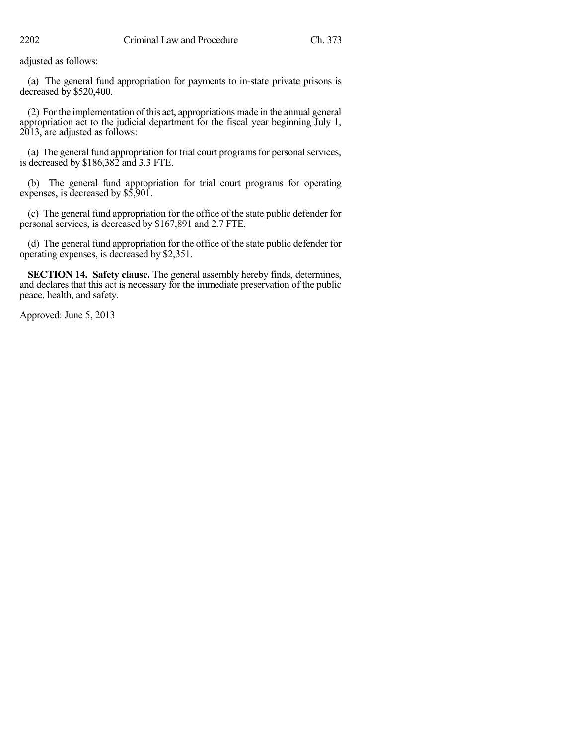adjusted as follows:

(a) The general fund appropriation for payments to in-state private prisons is decreased by $520,400.

(2) For the implementation of this act, appropriations made in the annual general appropriation act to the judicial department for the fiscal year beginning July 1, 2013, are adjusted as follows:

(a) The general fund appropriation for trial court programs for personal services, is decreased by $186,382 and 3.3 FTE.

(b) The general fund appropriation for trial court programs for operating expenses, is decreased by $5,901.

(c) The general fund appropriation for the office of the state public defender for personal services, is decreased by $167,891 and 2.7 FTE.

(d) The general fund appropriation for the office of the state public defender for operating expenses, is decreased by $2,351.

**SECTION 14. Safety clause.** The general assembly hereby finds, determines, and declares that this act is necessary for the immediate preservation of the public peace, health, and safety.

Approved: June 5, 2013